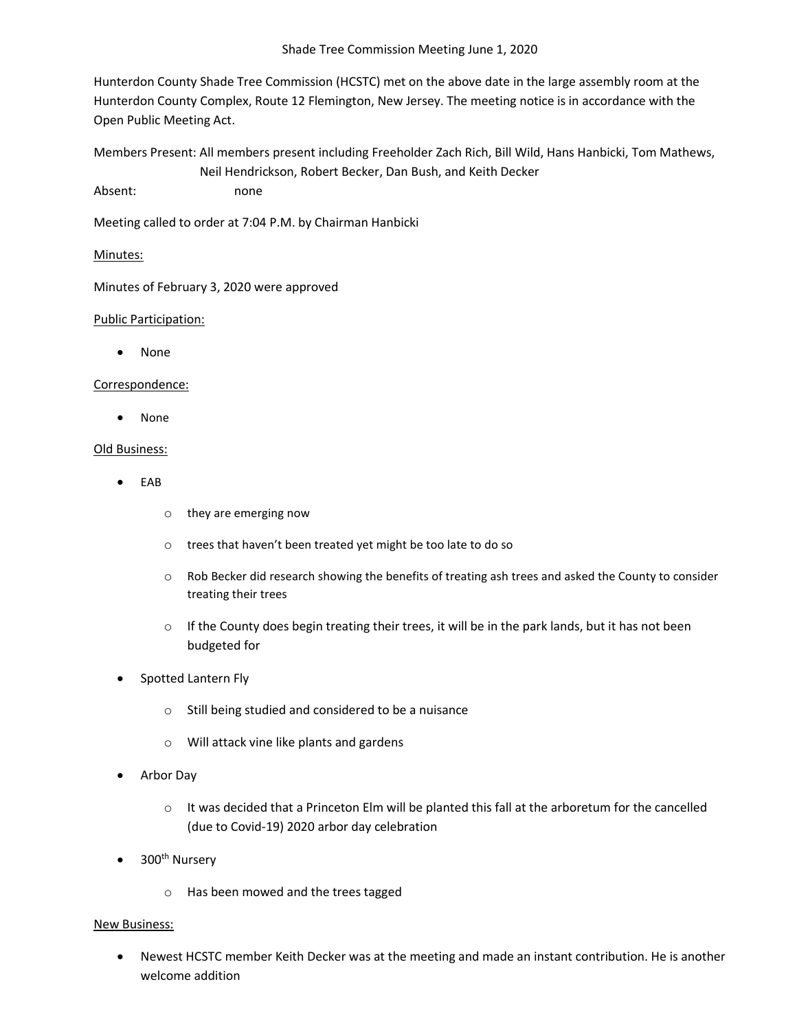# Shade Tree Commission Meeting June 1, 2020

Hunterdon County Shade Tree Commission (HCSTC) met on the above date in the large assembly room at the Hunterdon County Complex, Route 12 Flemington, New Jersey. The meeting notice is in accordance with the Open Public Meeting Act.

Members Present: All members present including Freeholder Zach Rich, Bill Wild, Hans Hanbicki, Tom Mathews, Neil Hendrickson, Robert Becker, Dan Bush, and Keith Decker

Absent: none

Meeting called to order at 7:04 P.M. by Chairman Hanbicki

## Minutes:

Minutes of February 3, 2020 were approved

## Public Participation:

- None

## Correspondence:

- None

## Old Business:

- EAB
  - they are emerging now
  - trees that haven't been treated yet might be too late to do so
  - Rob Becker did research showing the benefits of treating ash trees and asked the County to consider treating their trees
  - If the County does begin treating their trees, it will be in the park lands, but it has not been budgeted for
- Spotted Lantern Fly
  - Still being studied and considered to be a nuisance
  - Will attack vine like plants and gardens
- Arbor Day
  - It was decided that a Princeton Elm will be planted this fall at the arboretum for the cancelled (due to Covid-19) 2020 arbor day celebration
- 300th Nursery
  - Has been mowed and the trees tagged

## New Business:

- Newest HCSTC member Keith Decker was at the meeting and made an instant contribution. He is another welcome addition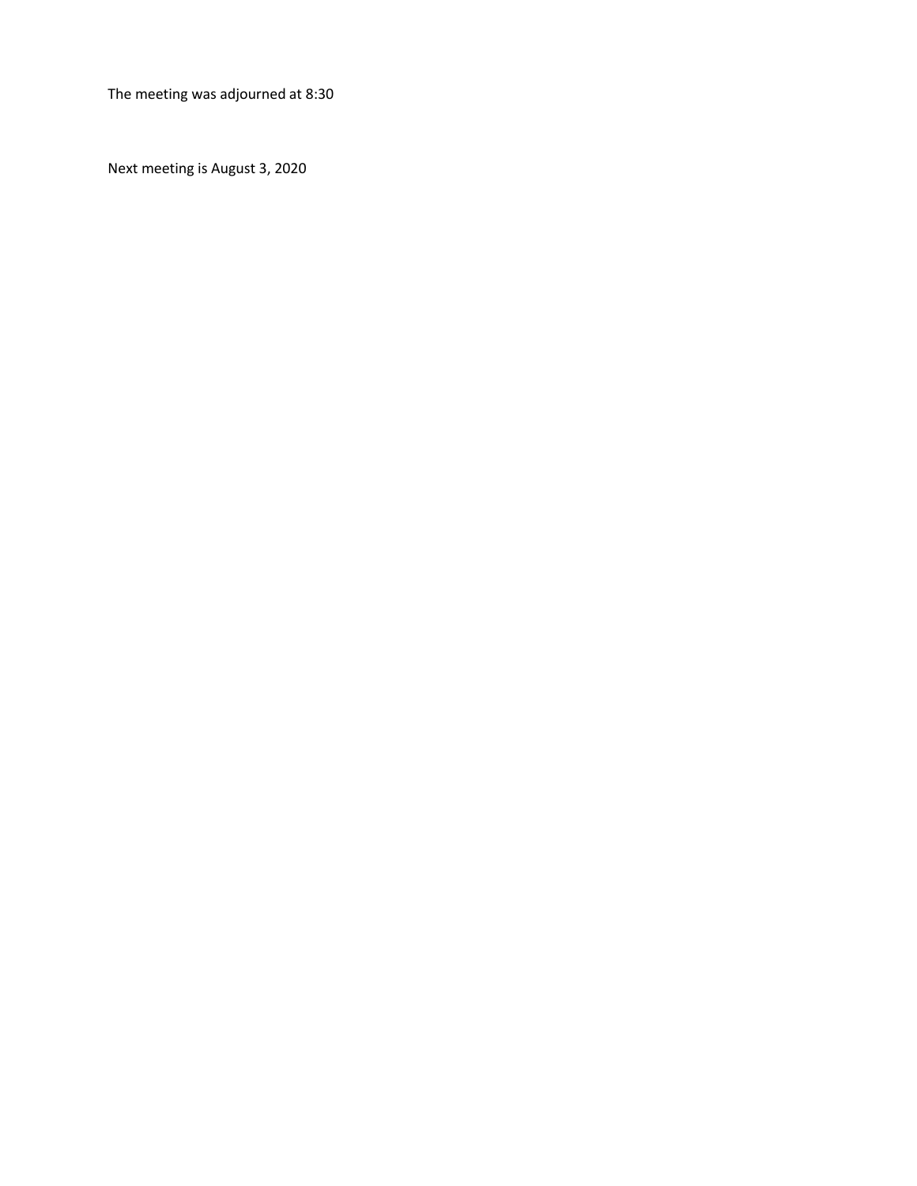The meeting was adjourned at 8:30

Next meeting is August 3, 2020